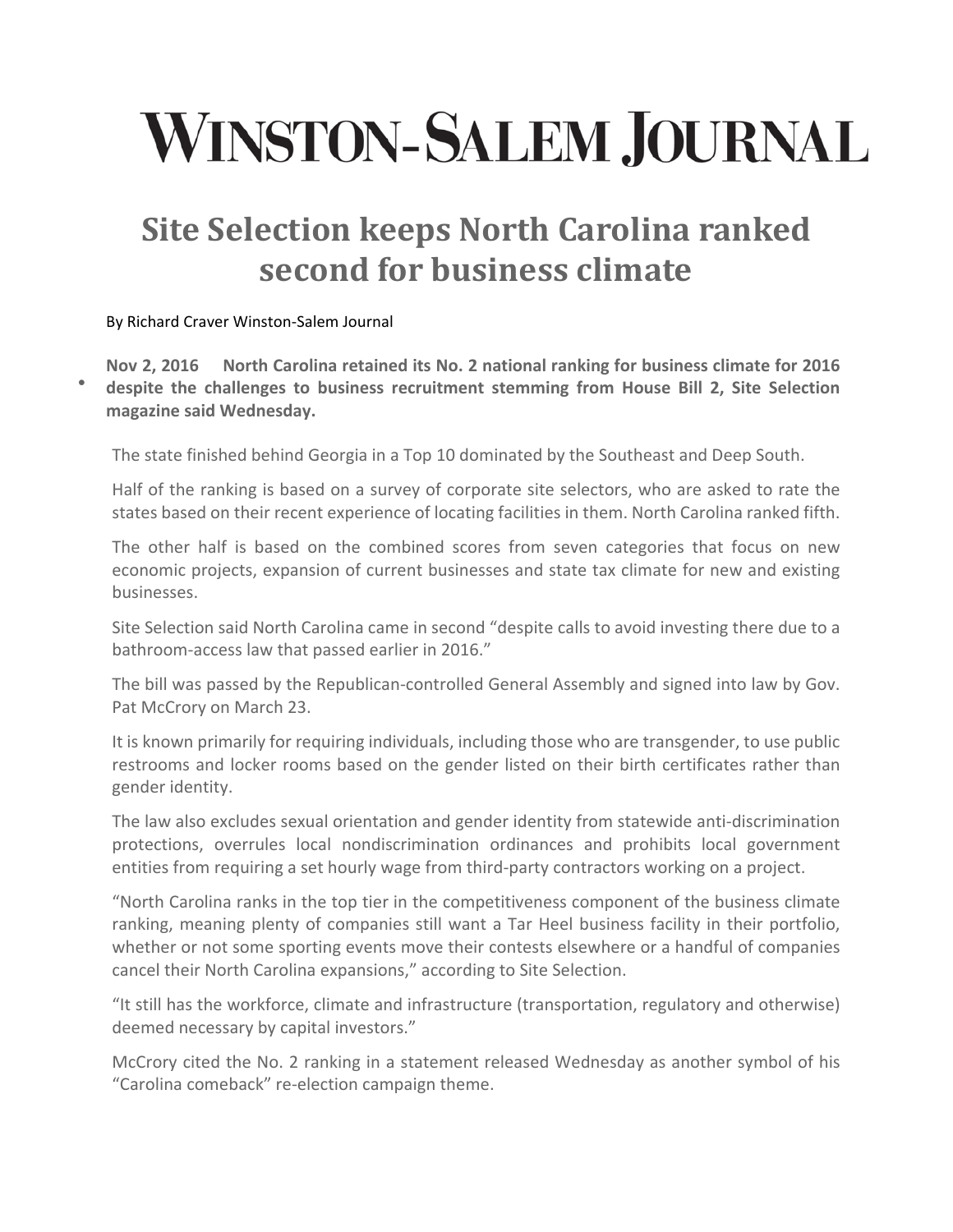# WINSTON-SALEM JOURNAL

## Site Selection keeps North Carolina ranked second for business climate

By Richard Craver Winston-Salem Journal

- **Nov 2, 2016 North Carolina retained its No. 2 national ranking for business climate for 2016 despite the challenges to business recruitment stemming from House Bill 2, Site Selection magazine said Wednesday.**

The state finished behind Georgia in a Top 10 dominated by the Southeast and Deep South.

Half of the ranking is based on a survey of corporate site selectors, who are asked to rate the states based on their recent experience of locating facilities in them. North Carolina ranked fifth.

The other half is based on the combined scores from seven categories that focus on new economic projects, expansion of current businesses and state tax climate for new and existing businesses.

Site Selection said North Carolina came in second "despite calls to avoid investing there due to a bathroom-access law that passed earlier in 2016."

The bill was passed by the Republican-controlled General Assembly and signed into law by Gov. Pat McCrory on March 23.

It is known primarily for requiring individuals, including those who are transgender, to use public restrooms and locker rooms based on the gender listed on their birth certificates rather than gender identity.

The law also excludes sexual orientation and gender identity from statewide anti-discrimination protections, overrules local nondiscrimination ordinances and prohibits local government entities from requiring a set hourly wage from third-party contractors working on a project.

"North Carolina ranks in the top tier in the competitiveness component of the business climate ranking, meaning plenty of companies still want a Tar Heel business facility in their portfolio, whether or not some sporting events move their contests elsewhere or a handful of companies cancel their North Carolina expansions," according to Site Selection.

"It still has the workforce, climate and infrastructure (transportation, regulatory and otherwise) deemed necessary by capital investors."

McCrory cited the No. 2 ranking in a statement released Wednesday as another symbol of his "Carolina comeback" re-election campaign theme.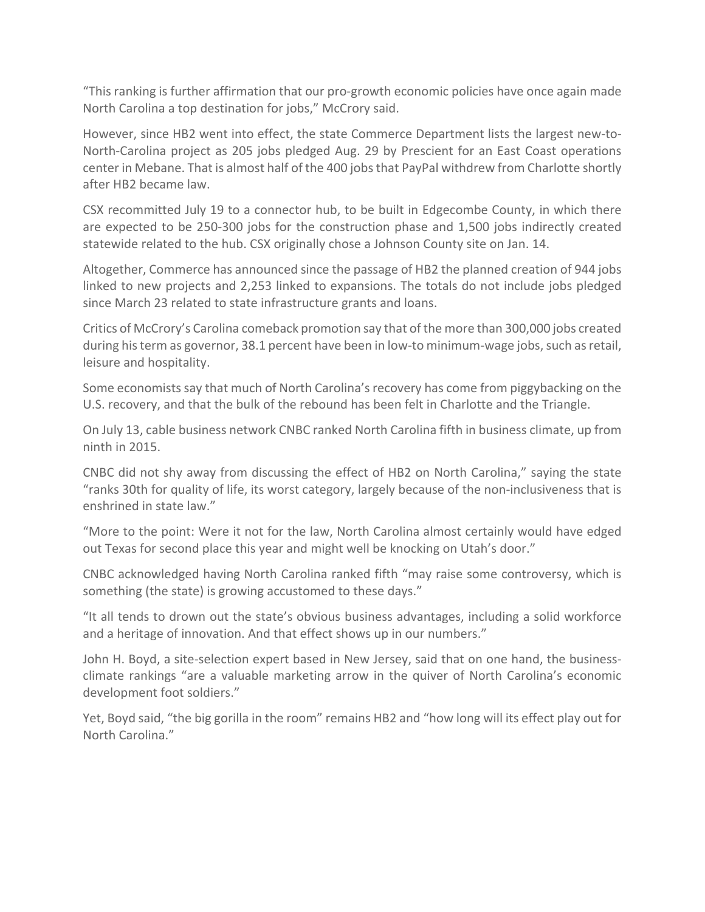"This ranking is further affirmation that our pro-growth economic policies have once again made North Carolina a top destination for jobs," McCrory said.

However, since HB2 went into effect, the state Commerce Department lists the largest new-to-North-Carolina project as 205 jobs pledged Aug. 29 by Prescient for an East Coast operations center in Mebane. That is almost half of the 400 jobs that PayPal withdrew from Charlotte shortly after HB2 became law.

CSX recommitted July 19 to a connector hub, to be built in Edgecombe County, in which there are expected to be 250-300 jobs for the construction phase and 1,500 jobs indirectly created statewide related to the hub. CSX originally chose a Johnson County site on Jan. 14.

Altogether, Commerce has announced since the passage of HB2 the planned creation of 944 jobs linked to new projects and 2,253 linked to expansions. The totals do not include jobs pledged since March 23 related to state infrastructure grants and loans.

Critics of McCrory's Carolina comeback promotion say that of the more than 300,000 jobs created during his term as governor, 38.1 percent have been in low-to minimum-wage jobs, such as retail, leisure and hospitality.

Some economists say that much of North Carolina's recovery has come from piggybacking on the U.S. recovery, and that the bulk of the rebound has been felt in Charlotte and the Triangle.

On July 13, cable business network CNBC ranked North Carolina fifth in business climate, up from ninth in 2015.

CNBC did not shy away from discussing the effect of HB2 on North Carolina," saying the state "ranks 30th for quality of life, its worst category, largely because of the non-inclusiveness that is enshrined in state law."

"More to the point: Were it not for the law, North Carolina almost certainly would have edged out Texas for second place this year and might well be knocking on Utah's door."

CNBC acknowledged having North Carolina ranked fifth "may raise some controversy, which is something (the state) is growing accustomed to these days."

"It all tends to drown out the state's obvious business advantages, including a solid workforce and a heritage of innovation. And that effect shows up in our numbers."

John H. Boyd, a site-selection expert based in New Jersey, said that on one hand, the business-climate rankings "are a valuable marketing arrow in the quiver of North Carolina's economic development foot soldiers."

Yet, Boyd said, "the big gorilla in the room" remains HB2 and "how long will its effect play out for North Carolina."